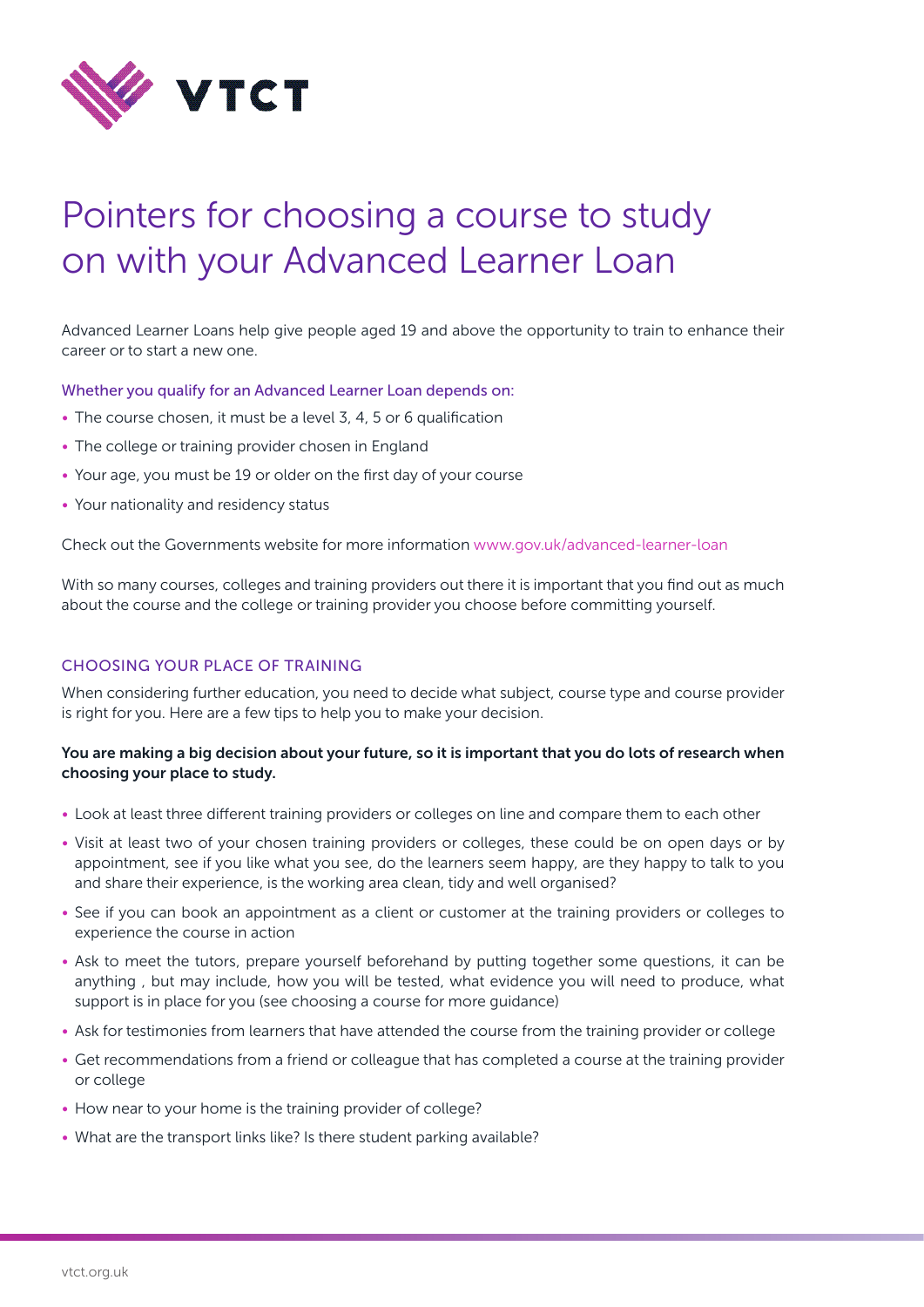# Pointers for choosing a course to study on with your Advanced Learner Loan

Advanced Learner Loans help give people aged 19 and above the opportunity to train to enhance their career or to start a new one.

Whether you qualify for an Advanced Learner Loan depends on:

- The course chosen, it must be a level 3, 4, 5 or 6 qualification
- The college or training provider chosen in England
- Your age, you must be 19 or older on the first day of your course
- Your nationality and residency status

Check out the Governments website for more information www.gov.uk/advanced-learner-loan

With so many courses, colleges and training providers out there it is important that you find out as much about the course and the college or training provider you choose before committing yourself.

## CHOOSING YOUR PLACE OF TRAINING

When considering further education, you need to decide what subject, course type and course provider is right for you. Here are a few tips to help you to make your decision.

**You are making a big decision about your future, so it is important that you do lots of research when choosing your place to study.**

- Look at least three different training providers or colleges on line and compare them to each other
- Visit at least two of your chosen training providers or colleges, these could be on open days or by appointment, see if you like what you see, do the learners seem happy, are they happy to talk to you and share their experience, is the working area clean, tidy and well organised?
- See if you can book an appointment as a client or customer at the training providers or colleges to experience the course in action
- Ask to meet the tutors, prepare yourself beforehand by putting together some questions, it can be anything , but may include, how you will be tested, what evidence you will need to produce, what support is in place for you (see choosing a course for more guidance)
- Ask for testimonies from learners that have attended the course from the training provider or college
- Get recommendations from a friend or colleague that has completed a course at the training provider or college
- How near to your home is the training provider of college?
- What are the transport links like? Is there student parking available?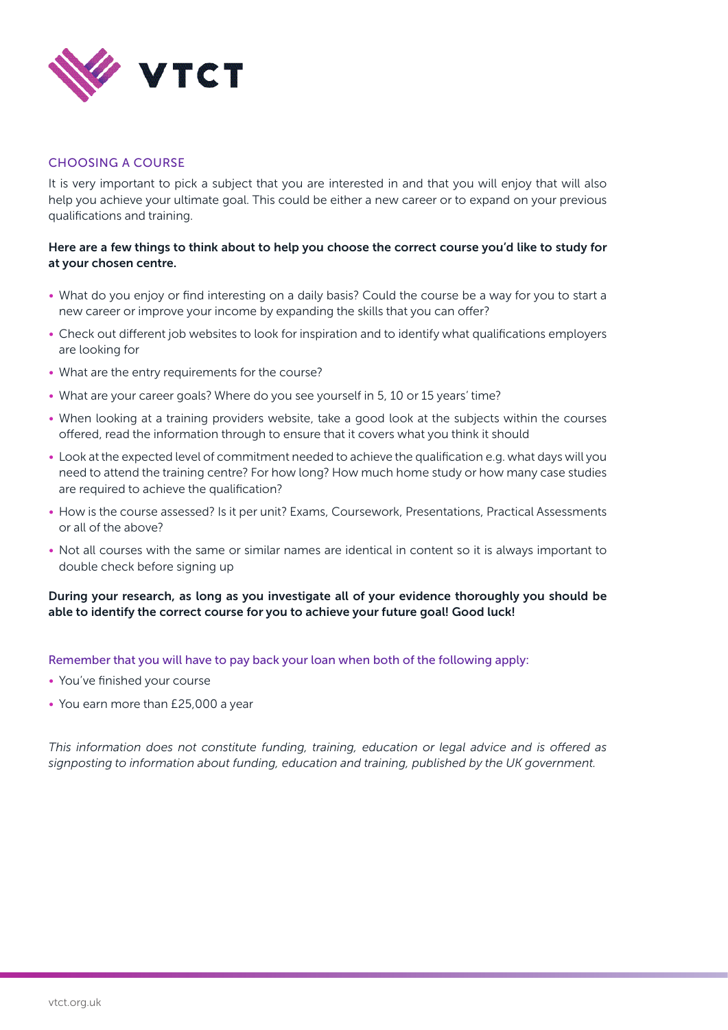## CHOOSING A COURSE

It is very important to pick a subject that you are interested in and that you will enjoy that will also help you achieve your ultimate goal. This could be either a new career or to expand on your previous qualifications and training.

**Here are a few things to think about to help you choose the correct course you'd like to study for at your chosen centre.**

- What do you enjoy or find interesting on a daily basis? Could the course be a way for you to start a new career or improve your income by expanding the skills that you can offer?
- Check out different job websites to look for inspiration and to identify what qualifications employers are looking for
- What are the entry requirements for the course?
- What are your career goals? Where do you see yourself in 5, 10 or 15 years' time?
- When looking at a training providers website, take a good look at the subjects within the courses offered, read the information through to ensure that it covers what you think it should
- Look at the expected level of commitment needed to achieve the qualification e.g. what days will you need to attend the training centre? For how long? How much home study or how many case studies are required to achieve the qualification?
- How is the course assessed? Is it per unit? Exams, Coursework, Presentations, Practical Assessments or all of the above?
- Not all courses with the same or similar names are identical in content so it is always important to double check before signing up

**During your research, as long as you investigate all of your evidence thoroughly you should be able to identify the correct course for you to achieve your future goal! Good luck!**

Remember that you will have to pay back your loan when both of the following apply:

- You've finished your course
- You earn more than £25,000 a year

*This information does not constitute funding, training, education or legal advice and is offered as signposting to information about funding, education and training, published by the UK government.*